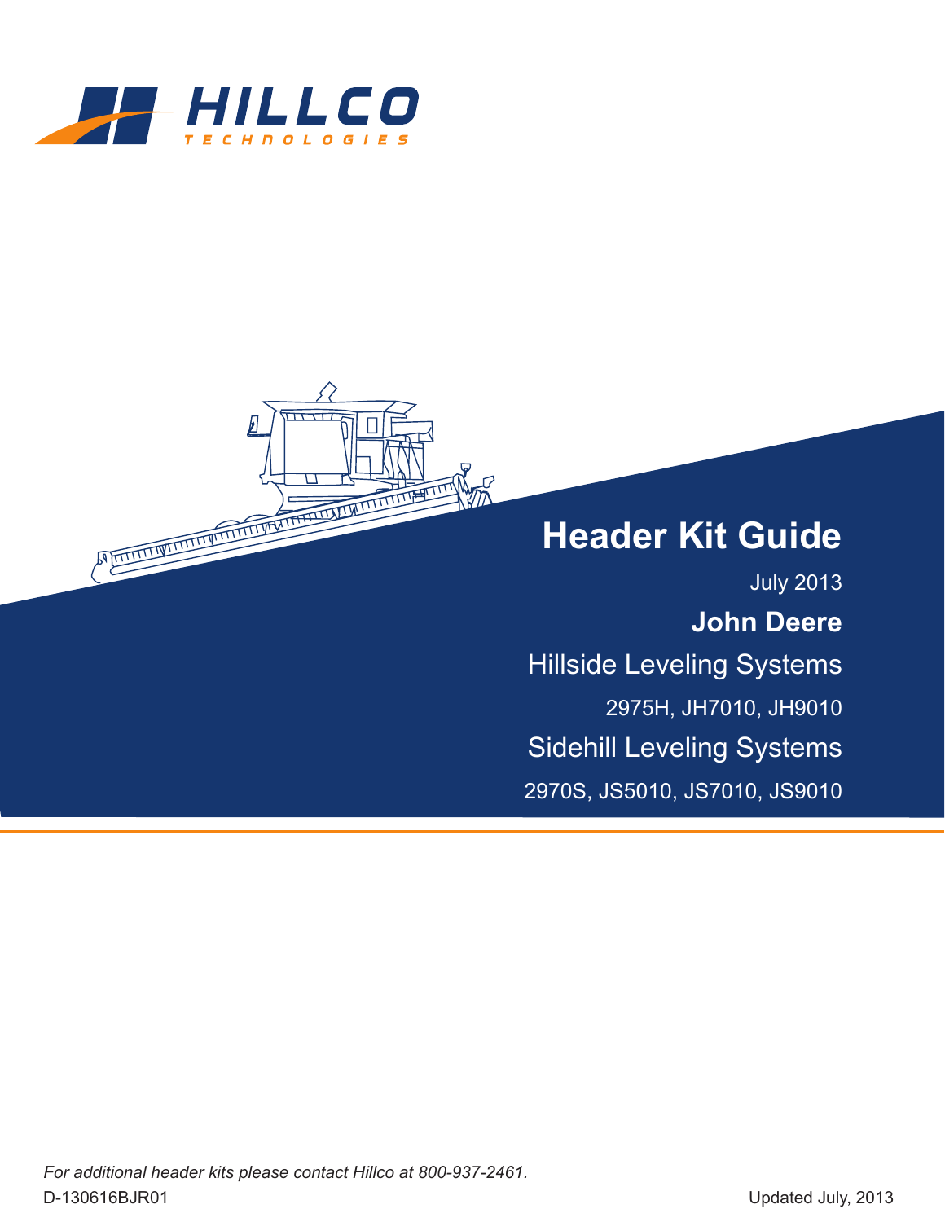HILLCO TECHNOLOGIES

# Header Kit Guide

July 2013

**John Deere**

Hillside Leveling Systems

2975H, JH7010, JH9010

Sidehill Leveling Systems

2970S, JS5010, JS7010, JS9010

*For additional header kits please contact Hillco at 800-937-2461.*

D-130616BJR01

Updated July, 2013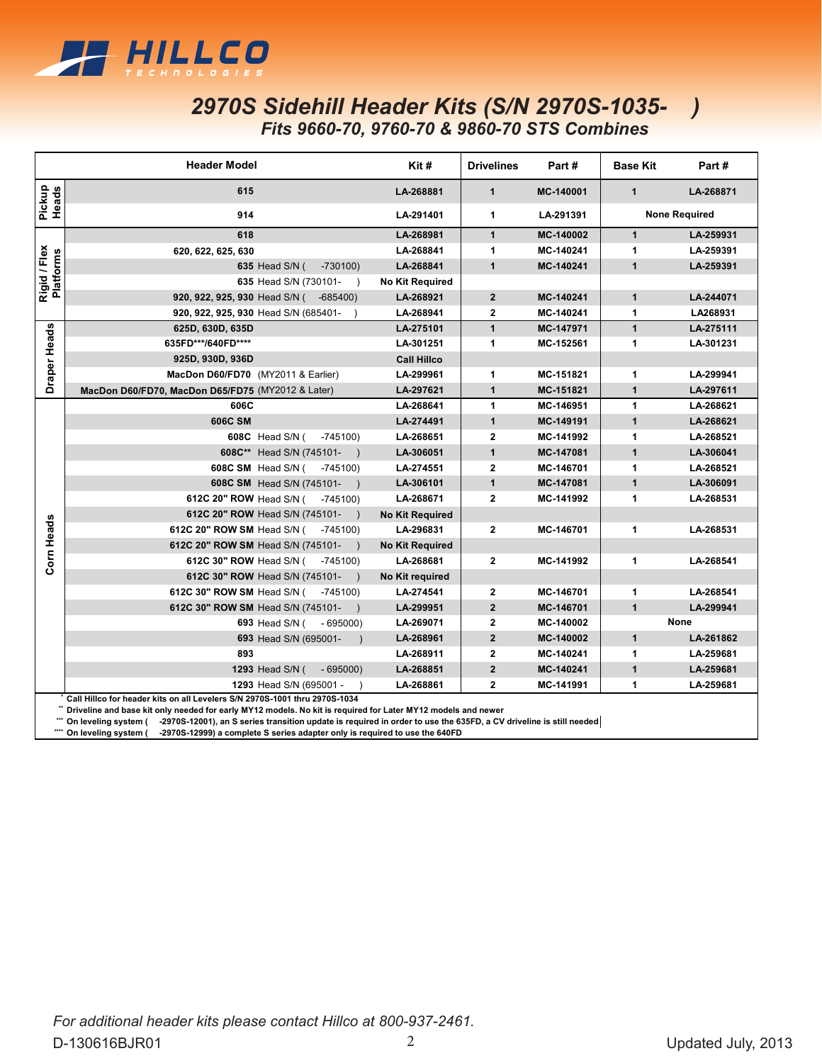# 2970S Sidehill Header Kits (S/N 2970S-1035-     )

## *Fits 9660-70, 9760-70 & 9860-70 STS Combines*

| | Header Model | Kit # | Drivelines | Part # | Base Kit | Part # |
|---|---|---|---|---|---|---|
| Pickup Heads | 615 | LA-268881 | 1 | MC-140001 | 1 | LA-268871 |
| | 914 | LA-291401 | 1 | LA-291391 | None Required | |
| Rigid / Flex Platforms | 618 | LA-268981 | 1 | MC-140002 | 1 | LA-259931 |
| | 620, 622, 625, 630 | LA-268841 | 1 | MC-140241 | 1 | LA-259391 |
| | 635 Head S/N (     -730100) | LA-268841 | 1 | MC-140241 | 1 | LA-259391 |
| | 635 Head S/N (730101-     ) | No Kit Required | | | | |
| | 920, 922, 925, 930 Head S/N (     -685400) | LA-268921 | 2 | MC-140241 | 1 | LA-244071 |
| | 920, 922, 925, 930 Head S/N (685401-     ) | LA-268941 | 2 | MC-140241 | 1 | LA268931 |
| Draper Heads | 625D, 630D, 635D | LA-275101 | 1 | MC-147971 | 1 | LA-275111 |
| | 635FD***/640FD**** | LA-301251 | 1 | MC-152561 | 1 | LA-301231 |
| | 925D, 930D, 936D | Call Hillco | | | | |
| | MacDon D60/FD70 (MY2011 & Earlier) | LA-299961 | 1 | MC-151821 | 1 | LA-299941 |
| | MacDon D60/FD70, MacDon D65/FD75 (MY2012 & Later) | LA-297621 | 1 | MC-151821 | 1 | LA-297611 |
| Corn Heads | 606C | LA-268641 | 1 | MC-146951 | 1 | LA-268621 |
| | 606C SM | LA-274491 | 1 | MC-149191 | 1 | LA-268621 |
| | 608C Head S/N (     -745100) | LA-268651 | 2 | MC-141992 | 1 | LA-268521 |
| | 608C** Head S/N (745101-     ) | LA-306051 | 1 | MC-147081 | 1 | LA-306041 |
| | 608C SM Head S/N (     -745100) | LA-274551 | 2 | MC-146701 | 1 | LA-268521 |
| | 608C SM Head S/N (745101-     ) | LA-306101 | 1 | MC-147081 | 1 | LA-306091 |
| | 612C 20" ROW Head S/N (     -745100) | LA-268671 | 2 | MC-141992 | 1 | LA-268531 |
| | 612C 20" ROW Head S/N (745101-     ) | No Kit Required | | | | |
| | 612C 20" ROW SM Head S/N (     -745100) | LA-296831 | 2 | MC-146701 | 1 | LA-268531 |
| | 612C 20" ROW SM Head S/N (745101-     ) | No Kit Required | | | | |
| | 612C 30" ROW Head S/N (     -745100) | LA-268681 | 2 | MC-141992 | 1 | LA-268541 |
| | 612C 30" ROW Head S/N (745101-     ) | No Kit required | | | | |
| | 612C 30" ROW SM Head S/N (     -745100) | LA-274541 | 2 | MC-146701 | 1 | LA-268541 |
| | 612C 30" ROW SM Head S/N (745101-     ) | LA-299951 | 2 | MC-146701 | 1 | LA-299941 |
| | 693 Head S/N (     - 695000) | LA-269071 | 2 | MC-140002 | None | |
| | 693 Head S/N (695001-     ) | LA-268961 | 2 | MC-140002 | 1 | LA-261862 |
| | 893 | LA-268911 | 2 | MC-140241 | 1 | LA-259681 |
| | 1293 Head S/N (     - 695000) | LA-268851 | 2 | MC-140241 | 1 | LA-259681 |
| | 1293 Head S/N (695001 -     ) | LA-268861 | 2 | MC-141991 | 1 | LA-259681 |

* Call Hillco for header kits on all Levelers S/N 2970S-1001 thru 2970S-1034

** Driveline and base kit only needed for early MY12 models. No kit is required for Later MY12 models and newer

*** On leveling system (     -2970S-12001), an S series transition update is required in order to use the 635FD, a CV driveline is still needed

**** On leveling system (     -2970S-12999) a complete S series adapter only is required to use the 640FD

*For additional header kits please contact Hillco at 800-937-2461.*

D-130616BJR01

Updated July, 2013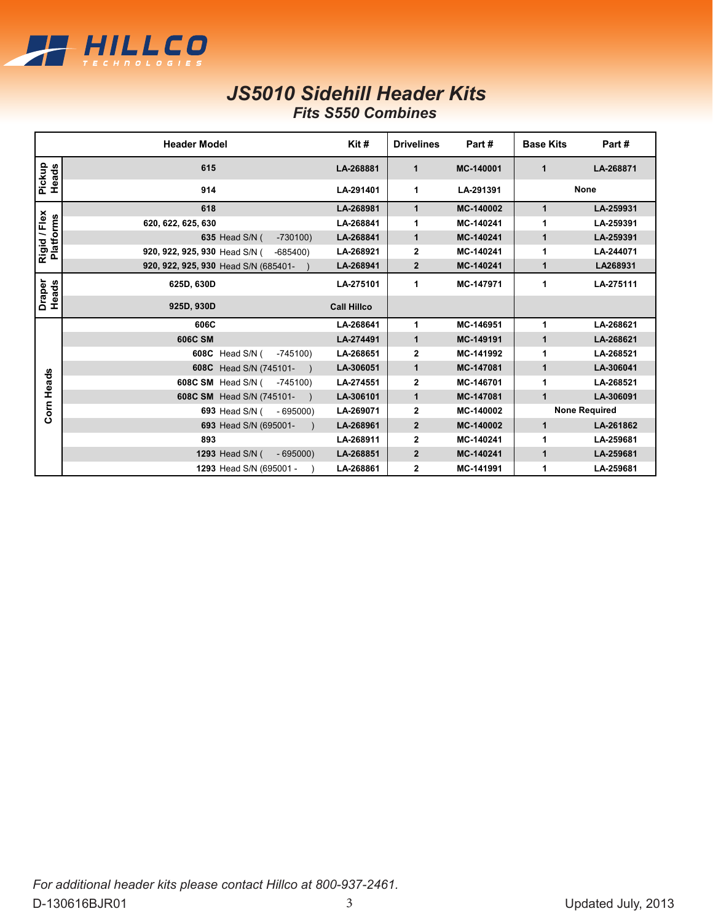HILLCO TECHNOLOGIES

# JS5010 Sidehill Header Kits

## Fits S550 Combines

| | Header Model | Kit # | Drivelines | Part # | Base Kits | Part # |
|---|---|---|---|---|---|---|
| Pickup Heads | 615 | LA-268881 | 1 | MC-140001 | 1 | LA-268871 |
| | 914 | LA-291401 | 1 | LA-291391 | None | |
| Rigid / Flex Platforms | 618 | LA-268981 | 1 | MC-140002 | 1 | LA-259931 |
| | 620, 622, 625, 630 | LA-268841 | 1 | MC-140241 | 1 | LA-259391 |
| | 635 Head S/N ( -730100) | LA-268841 | 1 | MC-140241 | 1 | LA-259391 |
| | 920, 922, 925, 930 Head S/N ( -685400) | LA-268921 | 2 | MC-140241 | 1 | LA-244071 |
| | 920, 922, 925, 930 Head S/N (685401- ) | LA-268941 | 2 | MC-140241 | 1 | LA268931 |
| Draper Heads | 625D, 630D | LA-275101 | 1 | MC-147971 | 1 | LA-275111 |
| | 925D, 930D | Call Hillco | | | | |
| Corn Heads | 606C | LA-268641 | 1 | MC-146951 | 1 | LA-268621 |
| | 606C SM | LA-274491 | 1 | MC-149191 | 1 | LA-268621 |
| | 608C Head S/N ( -745100) | LA-268651 | 2 | MC-141992 | 1 | LA-268521 |
| | 608C Head S/N (745101- ) | LA-306051 | 1 | MC-147081 | 1 | LA-306041 |
| | 608C SM Head S/N ( -745100) | LA-274551 | 2 | MC-146701 | 1 | LA-268521 |
| | 608C SM Head S/N (745101- ) | LA-306101 | 1 | MC-147081 | 1 | LA-306091 |
| | 693 Head S/N ( - 695000) | LA-269071 | 2 | MC-140002 | None Required | |
| | 693 Head S/N (695001- ) | LA-268961 | 2 | MC-140002 | 1 | LA-261862 |
| | 893 | LA-268911 | 2 | MC-140241 | 1 | LA-259681 |
| | 1293 Head S/N ( - 695000) | LA-268851 | 2 | MC-140241 | 1 | LA-259681 |
| | 1293 Head S/N (695001 - ) | LA-268861 | 2 | MC-141991 | 1 | LA-259681 |

*For additional header kits please contact Hillco at 800-937-2461.*

D-130616BJR01

Updated July, 2013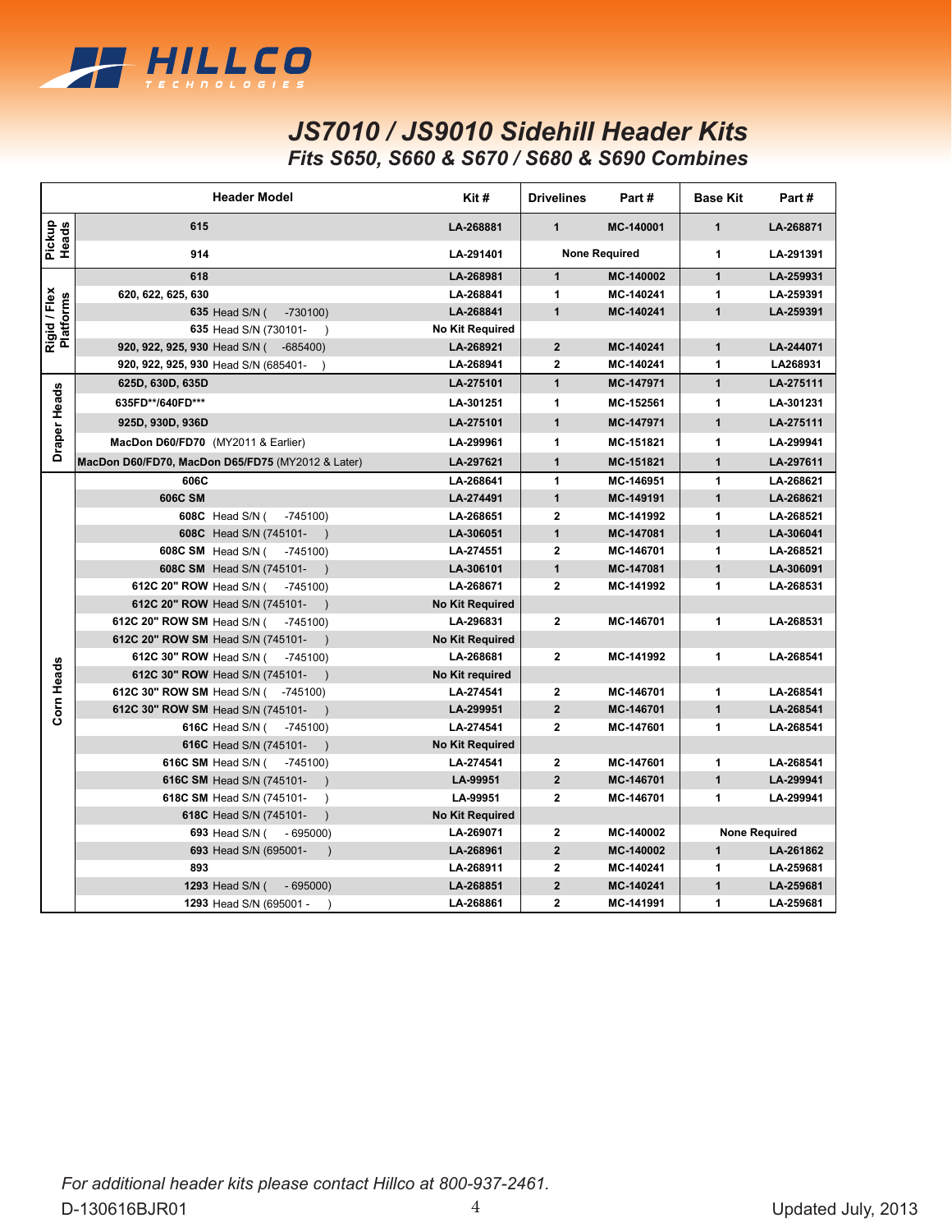# JS7010 / JS9010 Sidehill Header Kits

## Fits S650, S660 & S670 / S680 & S690 Combines

| | Header Model | Kit # | Drivelines | Part # | Base Kit | Part # |
|---|---|---|---|---|---|---|
| Pickup Heads | 615 | LA-268881 | 1 | MC-140001 | 1 | LA-268871 |
| | 914 | LA-291401 | None Required | | 1 | LA-291391 |
| Rigid / Flex Platforms | 618 | LA-268981 | 1 | MC-140002 | 1 | LA-259931 |
| | 620, 622, 625, 630 | LA-268841 | 1 | MC-140241 | 1 | LA-259391 |
| | 635 Head S/N ( -730100) | LA-268841 | 1 | MC-140241 | 1 | LA-259391 |
| | 635 Head S/N (730101- ) | No Kit Required | | | | |
| | 920, 922, 925, 930 Head S/N ( -685400) | LA-268921 | 2 | MC-140241 | 1 | LA-244071 |
| | 920, 922, 925, 930 Head S/N (685401- ) | LA-268941 | 2 | MC-140241 | 1 | LA268931 |
| Draper Heads | 625D, 630D, 635D | LA-275101 | 1 | MC-147971 | 1 | LA-275111 |
| | 635FD**/640FD*** | LA-301251 | 1 | MC-152561 | 1 | LA-301231 |
| | 925D, 930D, 936D | LA-275101 | 1 | MC-147971 | 1 | LA-275111 |
| | MacDon D60/FD70 (MY2011 & Earlier) | LA-299961 | 1 | MC-151821 | 1 | LA-299941 |
| | MacDon D60/FD70, MacDon D65/FD75 (MY2012 & Later) | LA-297621 | 1 | MC-151821 | 1 | LA-297611 |
| Corn Heads | 606C | LA-268641 | 1 | MC-146951 | 1 | LA-268621 |
| | 606C SM | LA-274491 | 1 | MC-149191 | 1 | LA-268621 |
| | 608C Head S/N ( -745100) | LA-268651 | 2 | MC-141992 | 1 | LA-268521 |
| | 608C Head S/N (745101- ) | LA-306051 | 1 | MC-147081 | 1 | LA-306041 |
| | 608C SM Head S/N ( -745100) | LA-274551 | 2 | MC-146701 | 1 | LA-268521 |
| | 608C SM Head S/N (745101- ) | LA-306101 | 1 | MC-147081 | 1 | LA-306091 |
| | 612C 20" ROW Head S/N ( -745100) | LA-268671 | 2 | MC-141992 | 1 | LA-268531 |
| | 612C 20" ROW Head S/N (745101- ) | No Kit Required | | | | |
| | 612C 20" ROW SM Head S/N ( -745100) | LA-296831 | 2 | MC-146701 | 1 | LA-268531 |
| | 612C 20" ROW SM Head S/N (745101- ) | No Kit Required | | | | |
| | 612C 30" ROW Head S/N ( -745100) | LA-268681 | 2 | MC-141992 | 1 | LA-268541 |
| | 612C 30" ROW Head S/N (745101- ) | No Kit required | | | | |
| | 612C 30" ROW SM Head S/N ( -745100) | LA-274541 | 2 | MC-146701 | 1 | LA-268541 |
| | 612C 30" ROW SM Head S/N (745101- ) | LA-299951 | 2 | MC-146701 | 1 | LA-268541 |
| | 616C Head S/N ( -745100) | LA-274541 | 2 | MC-147601 | 1 | LA-268541 |
| | 616C Head S/N (745101- ) | No Kit Required | | | | |
| | 616C SM Head S/N ( -745100) | LA-274541 | 2 | MC-147601 | 1 | LA-268541 |
| | 616C SM Head S/N (745101- ) | LA-99951 | 2 | MC-146701 | 1 | LA-299941 |
| | 618C SM Head S/N (745101- ) | LA-99951 | 2 | MC-146701 | 1 | LA-299941 |
| | 618C Head S/N (745101- ) | No Kit Required | | | | |
| | 693 Head S/N ( - 695000) | LA-269071 | 2 | MC-140002 | None Required | |
| | 693 Head S/N (695001- ) | LA-268961 | 2 | MC-140002 | 1 | LA-261862 |
| | 893 | LA-268911 | 2 | MC-140241 | 1 | LA-259681 |
| | 1293 Head S/N ( - 695000) | LA-268851 | 2 | MC-140241 | 1 | LA-259681 |
| | 1293 Head S/N (695001 - ) | LA-268861 | 2 | MC-141991 | 1 | LA-259681 |

*For additional header kits please contact Hillco at 800-937-2461.*

D-130616BJR01

Updated July, 2013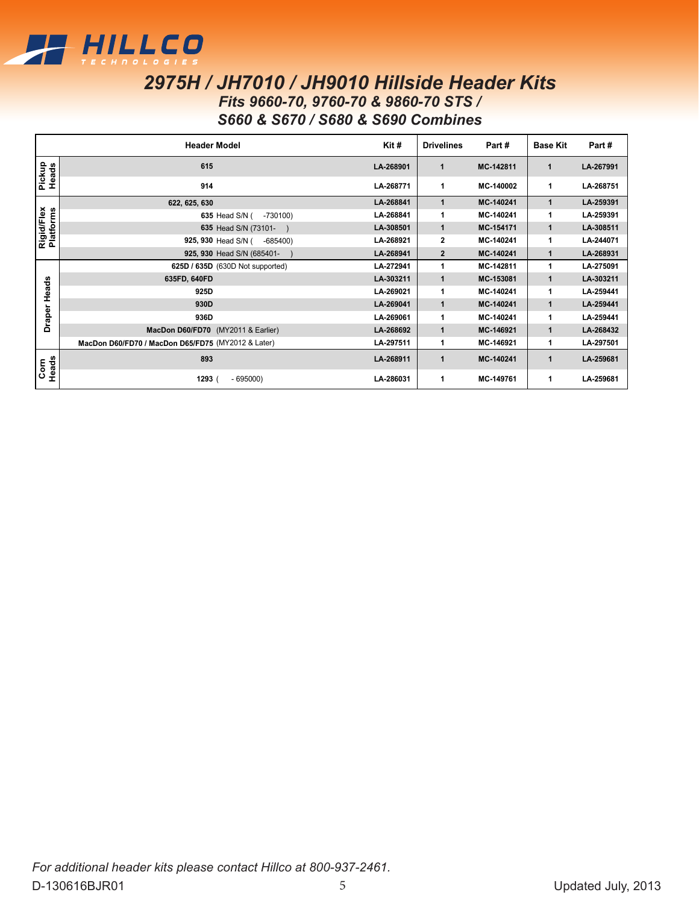HILLCO TECHNOLOGIES

# 2975H / JH7010 / JH9010 Hillside Header Kits

## Fits 9660-70, 9760-70 & 9860-70 STS / S660 & S670 / S680 & S690 Combines

| | Header Model | Kit # | Drivelines | Part # | Base Kit | Part # |
|---|---|---|---|---|---|---|
| Pickup Heads | 615 | LA-268901 | 1 | MC-142811 | 1 | LA-267991 |
| | 914 | LA-268771 | 1 | MC-140002 | 1 | LA-268751 |
| Rigid/Flex Platforms | 622, 625, 630 | LA-268841 | 1 | MC-140241 | 1 | LA-259391 |
| | 635 Head S/N ( -730100) | LA-268841 | 1 | MC-140241 | 1 | LA-259391 |
| | 635 Head S/N (73101- ) | LA-308501 | 1 | MC-154171 | 1 | LA-308511 |
| | 925, 930 Head S/N ( -685400) | LA-268921 | 2 | MC-140241 | 1 | LA-244071 |
| | 925, 930 Head S/N (685401- ) | LA-268941 | 2 | MC-140241 | 1 | LA-268931 |
| Draper Heads | 625D / 635D (630D Not supported) | LA-272941 | 1 | MC-142811 | 1 | LA-275091 |
| | 635FD, 640FD | LA-303211 | 1 | MC-153081 | 1 | LA-303211 |
| | 925D | LA-269021 | 1 | MC-140241 | 1 | LA-259441 |
| | 930D | LA-269041 | 1 | MC-140241 | 1 | LA-259441 |
| | 936D | LA-269061 | 1 | MC-140241 | 1 | LA-259441 |
| | MacDon D60/FD70 (MY2011 & Earlier) | LA-268692 | 1 | MC-146921 | 1 | LA-268432 |
| | MacDon D60/FD70 / MacDon D65/FD75 (MY2012 & Later) | LA-297511 | 1 | MC-146921 | 1 | LA-297501 |
| Corn Heads | 893 | LA-268911 | 1 | MC-140241 | 1 | LA-259681 |
| | 1293 ( - 695000) | LA-286031 | 1 | MC-149761 | 1 | LA-259681 |

*For additional header kits please contact Hillco at 800-937-2461.*

D-130616BJR01

Updated July, 2013